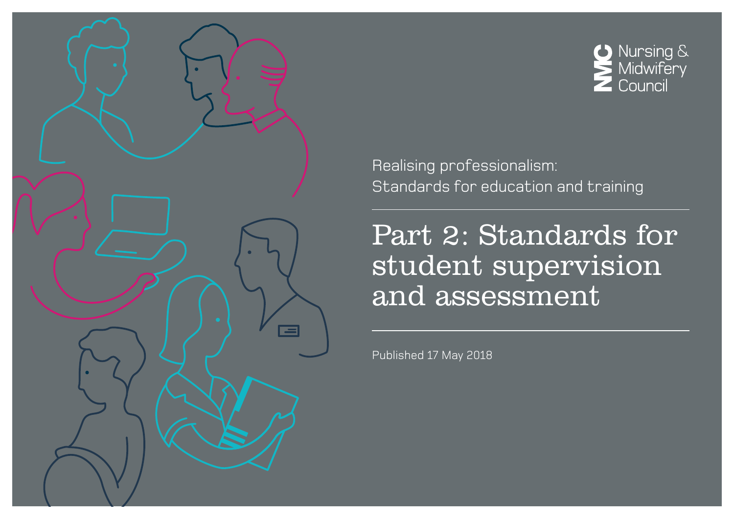Nursing & Midwifery Council

Realising professionalism:
Standards for education and training

# Part 2: Standards for student supervision and assessment

Published 17 May 2018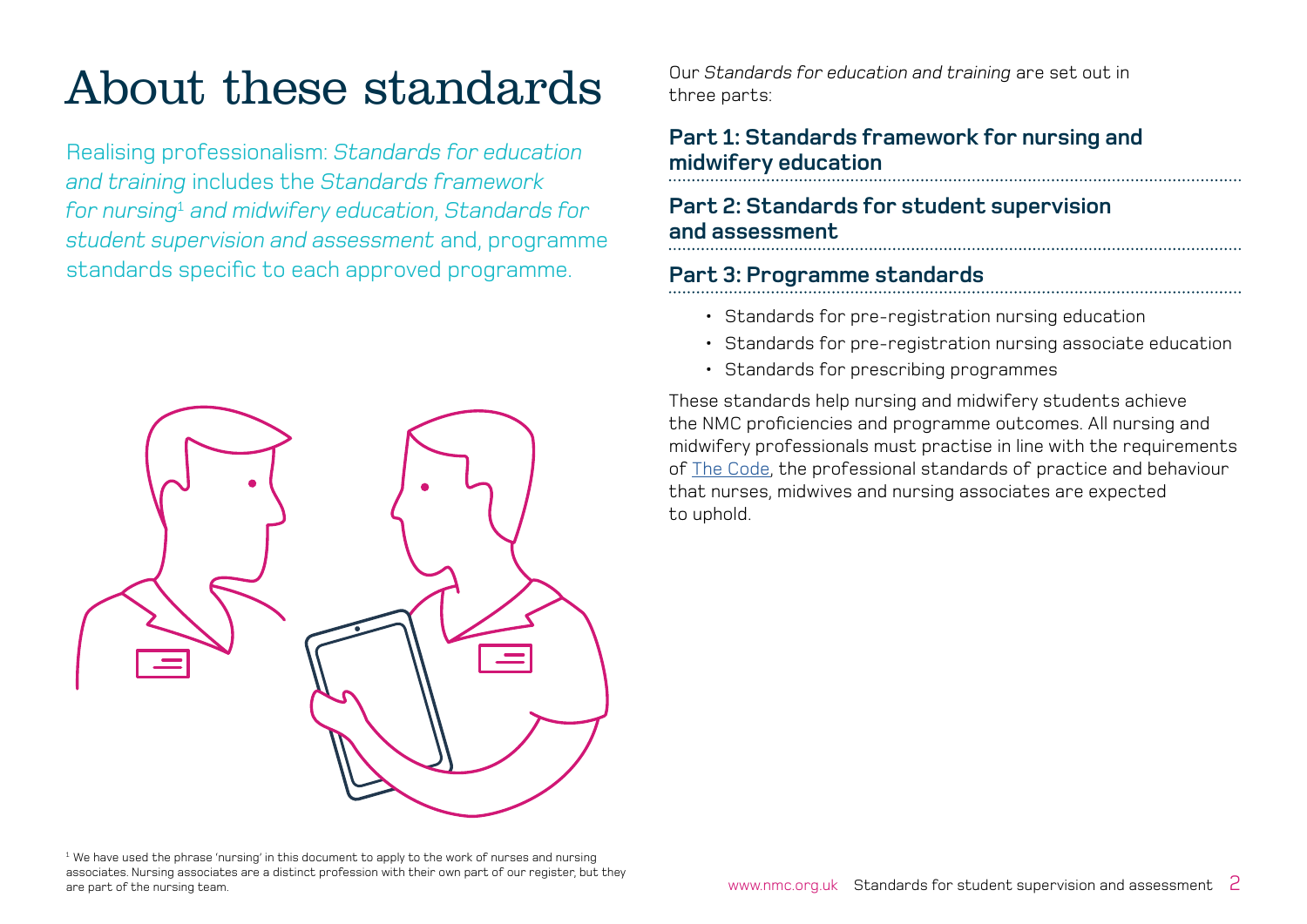# About these standards

Realising professionalism: *Standards for education and training* includes the *Standards framework for nursing*[1] *and midwifery education*, *Standards for student supervision and assessment* and, programme standards specific to each approved programme.

Our *Standards for education and training* are set out in three parts:

**Part 1: Standards framework for nursing and midwifery education**

**Part 2: Standards for student supervision and assessment**

**Part 3: Programme standards**

- Standards for pre-registration nursing education
- Standards for pre-registration nursing associate education
- Standards for prescribing programmes

These standards help nursing and midwifery students achieve the NMC proficiencies and programme outcomes. All nursing and midwifery professionals must practise in line with the requirements of The Code, the professional standards of practice and behaviour that nurses, midwives and nursing associates are expected to uphold.

[1] We have used the phrase 'nursing' in this document to apply to the work of nurses and nursing associates. Nursing associates are a distinct profession with their own part of our register, but they are part of the nursing team.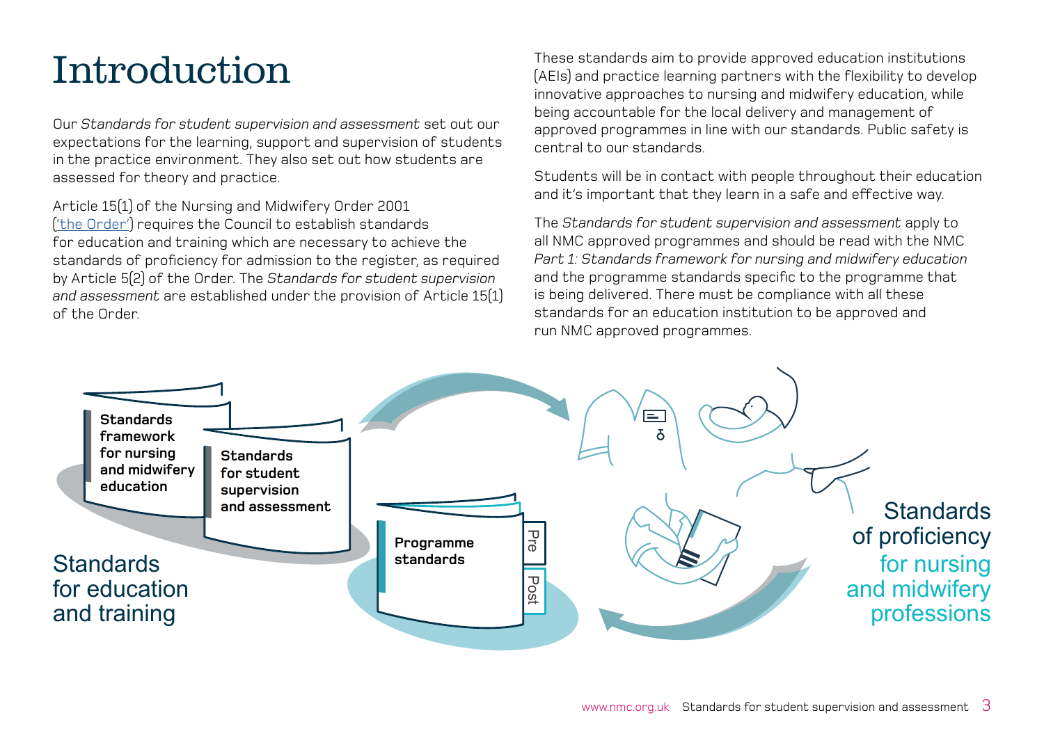# Introduction

Our *Standards for student supervision and assessment* set out our expectations for the learning, support and supervision of students in the practice environment. They also set out how students are assessed for theory and practice.

Article 15(1) of the Nursing and Midwifery Order 2001 ('the Order') requires the Council to establish standards for education and training which are necessary to achieve the standards of proficiency for admission to the register, as required by Article 5(2) of the Order. The *Standards for student supervision and assessment* are established under the provision of Article 15(1) of the Order.

These standards aim to provide approved education institutions (AEIs) and practice learning partners with the flexibility to develop innovative approaches to nursing and midwifery education, while being accountable for the local delivery and management of approved programmes in line with our standards. Public safety is central to our standards.

Students will be in contact with people throughout their education and it's important that they learn in a safe and effective way.

The *Standards for student supervision and assessment* apply to all NMC approved programmes and should be read with the NMC *Part 1: Standards framework for nursing and midwifery education* and the programme standards specific to the programme that is being delivered. There must be compliance with all these standards for an education institution to be approved and run NMC approved programmes.

**Standards framework for nursing and midwifery education**

**Standards for student supervision and assessment**

**Programme standards**

Pre

Post

Standards for education and training

Standards of proficiency for nursing and midwifery professions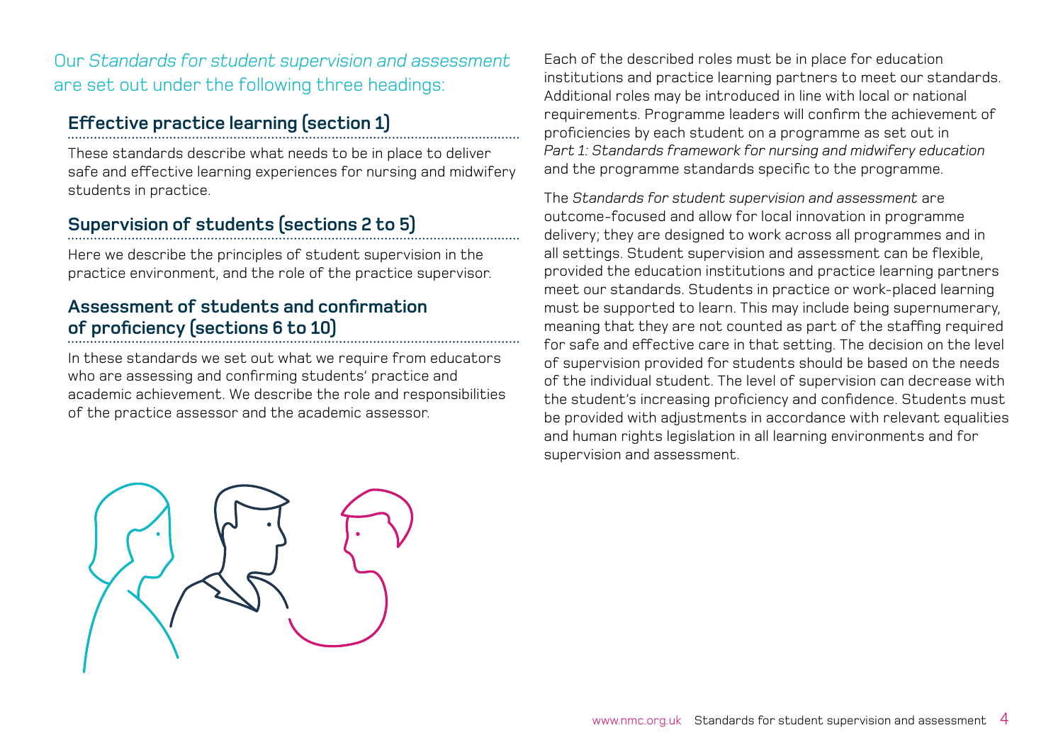Our *Standards for student supervision and assessment* are set out under the following three headings:

### Effective practice learning (section 1)

These standards describe what needs to be in place to deliver safe and effective learning experiences for nursing and midwifery students in practice.

### Supervision of students (sections 2 to 5)

Here we describe the principles of student supervision in the practice environment, and the role of the practice supervisor.

### Assessment of students and confirmation of proficiency (sections 6 to 10)

In these standards we set out what we require from educators who are assessing and confirming students' practice and academic achievement. We describe the role and responsibilities of the practice assessor and the academic assessor.

Each of the described roles must be in place for education institutions and practice learning partners to meet our standards. Additional roles may be introduced in line with local or national requirements. Programme leaders will confirm the achievement of proficiencies by each student on a programme as set out in *Part 1: Standards framework for nursing and midwifery education* and the programme standards specific to the programme.

The *Standards for student supervision and assessment* are outcome-focused and allow for local innovation in programme delivery; they are designed to work across all programmes and in all settings. Student supervision and assessment can be flexible, provided the education institutions and practice learning partners meet our standards. Students in practice or work-placed learning must be supported to learn. This may include being supernumerary, meaning that they are not counted as part of the staffing required for safe and effective care in that setting. The decision on the level of supervision provided for students should be based on the needs of the individual student. The level of supervision can decrease with the student's increasing proficiency and confidence. Students must be provided with adjustments in accordance with relevant equalities and human rights legislation in all learning environments and for supervision and assessment.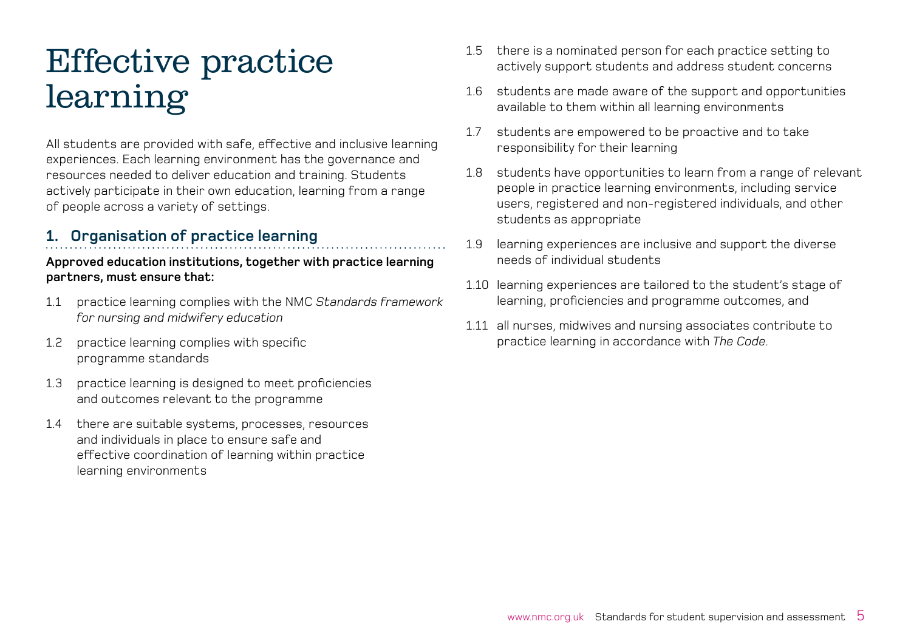# Effective practice learning

All students are provided with safe, effective and inclusive learning experiences. Each learning environment has the governance and resources needed to deliver education and training. Students actively participate in their own education, learning from a range of people across a variety of settings.

## 1. Organisation of practice learning

**Approved education institutions, together with practice learning partners, must ensure that:**

1.1 practice learning complies with the NMC *Standards framework for nursing and midwifery education*

1.2 practice learning complies with specific programme standards

1.3 practice learning is designed to meet proficiencies and outcomes relevant to the programme

1.4 there are suitable systems, processes, resources and individuals in place to ensure safe and effective coordination of learning within practice learning environments

1.5 there is a nominated person for each practice setting to actively support students and address student concerns

1.6 students are made aware of the support and opportunities available to them within all learning environments

1.7 students are empowered to be proactive and to take responsibility for their learning

1.8 students have opportunities to learn from a range of relevant people in practice learning environments, including service users, registered and non-registered individuals, and other students as appropriate

1.9 learning experiences are inclusive and support the diverse needs of individual students

1.10 learning experiences are tailored to the student's stage of learning, proficiencies and programme outcomes, and

1.11 all nurses, midwives and nursing associates contribute to practice learning in accordance with *The Code*.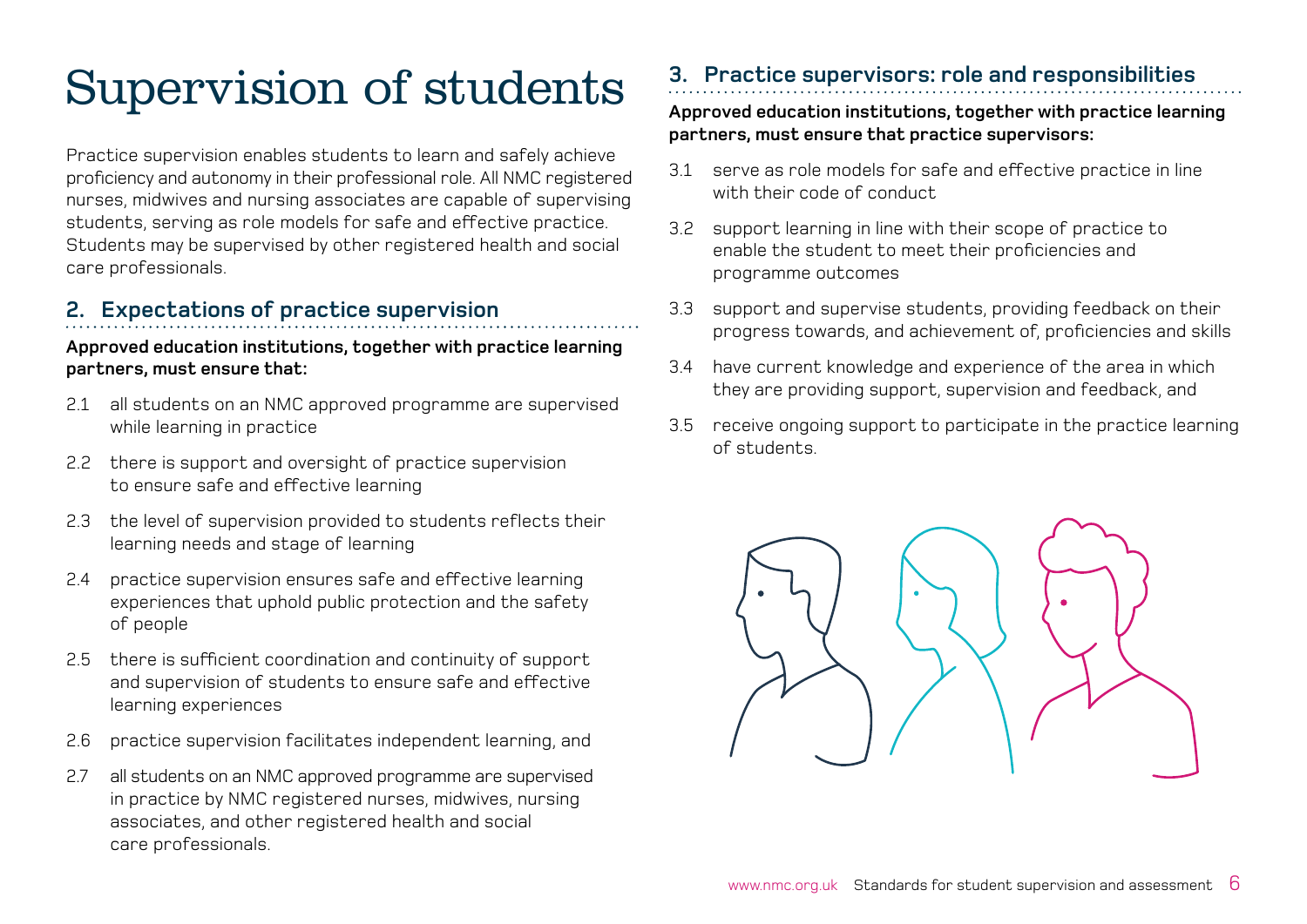# Supervision of students

Practice supervision enables students to learn and safely achieve proficiency and autonomy in their professional role. All NMC registered nurses, midwives and nursing associates are capable of supervising students, serving as role models for safe and effective practice. Students may be supervised by other registered health and social care professionals.

## 2. Expectations of practice supervision

**Approved education institutions, together with practice learning partners, must ensure that:**

2.1 all students on an NMC approved programme are supervised while learning in practice

2.2 there is support and oversight of practice supervision to ensure safe and effective learning

2.3 the level of supervision provided to students reflects their learning needs and stage of learning

2.4 practice supervision ensures safe and effective learning experiences that uphold public protection and the safety of people

2.5 there is sufficient coordination and continuity of support and supervision of students to ensure safe and effective learning experiences

2.6 practice supervision facilitates independent learning, and

2.7 all students on an NMC approved programme are supervised in practice by NMC registered nurses, midwives, nursing associates, and other registered health and social care professionals.

## 3. Practice supervisors: role and responsibilities

**Approved education institutions, together with practice learning partners, must ensure that practice supervisors:**

3.1 serve as role models for safe and effective practice in line with their code of conduct

3.2 support learning in line with their scope of practice to enable the student to meet their proficiencies and programme outcomes

3.3 support and supervise students, providing feedback on their progress towards, and achievement of, proficiencies and skills

3.4 have current knowledge and experience of the area in which they are providing support, supervision and feedback, and

3.5 receive ongoing support to participate in the practice learning of students.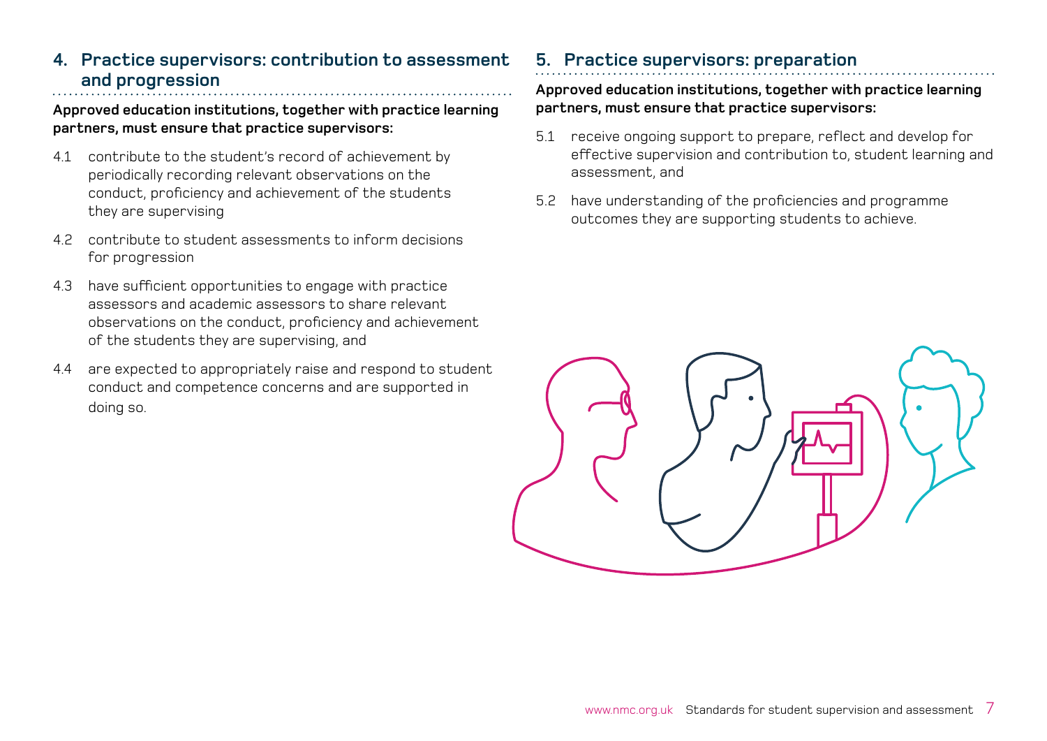## 4. Practice supervisors: contribution to assessment and progression

**Approved education institutions, together with practice learning partners, must ensure that practice supervisors:**

4.1 contribute to the student's record of achievement by periodically recording relevant observations on the conduct, proficiency and achievement of the students they are supervising

4.2 contribute to student assessments to inform decisions for progression

4.3 have sufficient opportunities to engage with practice assessors and academic assessors to share relevant observations on the conduct, proficiency and achievement of the students they are supervising, and

4.4 are expected to appropriately raise and respond to student conduct and competence concerns and are supported in doing so.

## 5. Practice supervisors: preparation

**Approved education institutions, together with practice learning partners, must ensure that practice supervisors:**

5.1 receive ongoing support to prepare, reflect and develop for effective supervision and contribution to, student learning and assessment, and

5.2 have understanding of the proficiencies and programme outcomes they are supporting students to achieve.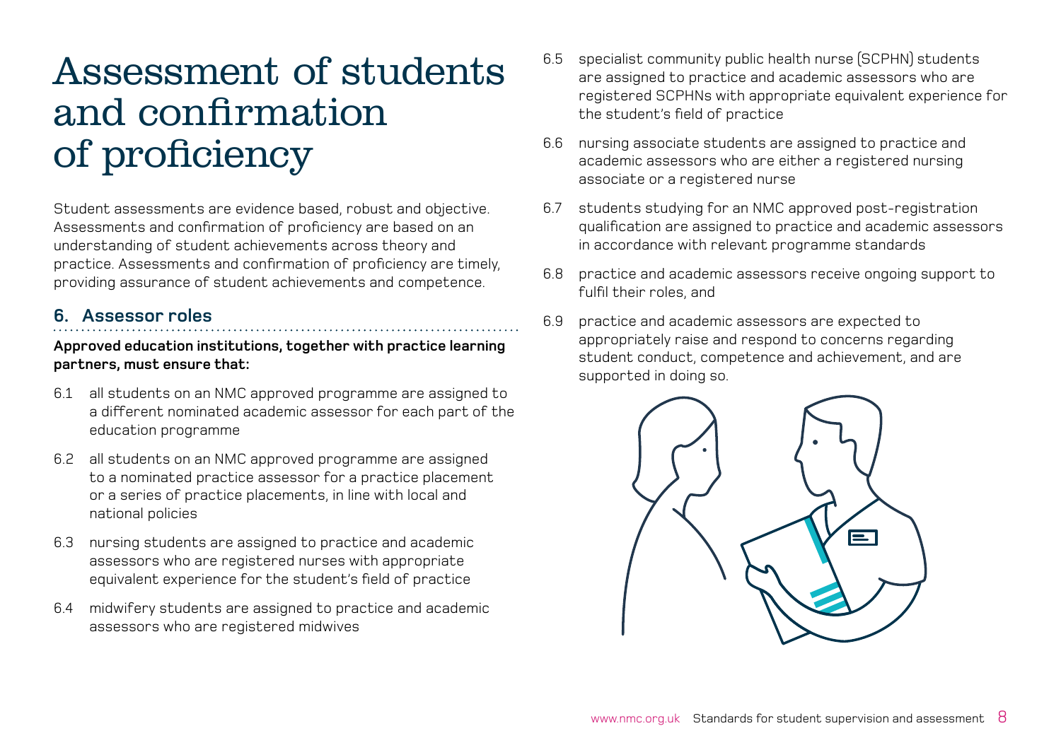# Assessment of students and confirmation of proficiency

Student assessments are evidence based, robust and objective. Assessments and confirmation of proficiency are based on an understanding of student achievements across theory and practice. Assessments and confirmation of proficiency are timely, providing assurance of student achievements and competence.

## 6. Assessor roles

**Approved education institutions, together with practice learning partners, must ensure that:**

6.1 all students on an NMC approved programme are assigned to a different nominated academic assessor for each part of the education programme

6.2 all students on an NMC approved programme are assigned to a nominated practice assessor for a practice placement or a series of practice placements, in line with local and national policies

6.3 nursing students are assigned to practice and academic assessors who are registered nurses with appropriate equivalent experience for the student's field of practice

6.4 midwifery students are assigned to practice and academic assessors who are registered midwives

6.5 specialist community public health nurse (SCPHN) students are assigned to practice and academic assessors who are registered SCPHNs with appropriate equivalent experience for the student's field of practice

6.6 nursing associate students are assigned to practice and academic assessors who are either a registered nursing associate or a registered nurse

6.7 students studying for an NMC approved post-registration qualification are assigned to practice and academic assessors in accordance with relevant programme standards

6.8 practice and academic assessors receive ongoing support to fulfil their roles, and

6.9 practice and academic assessors are expected to appropriately raise and respond to concerns regarding student conduct, competence and achievement, and are supported in doing so.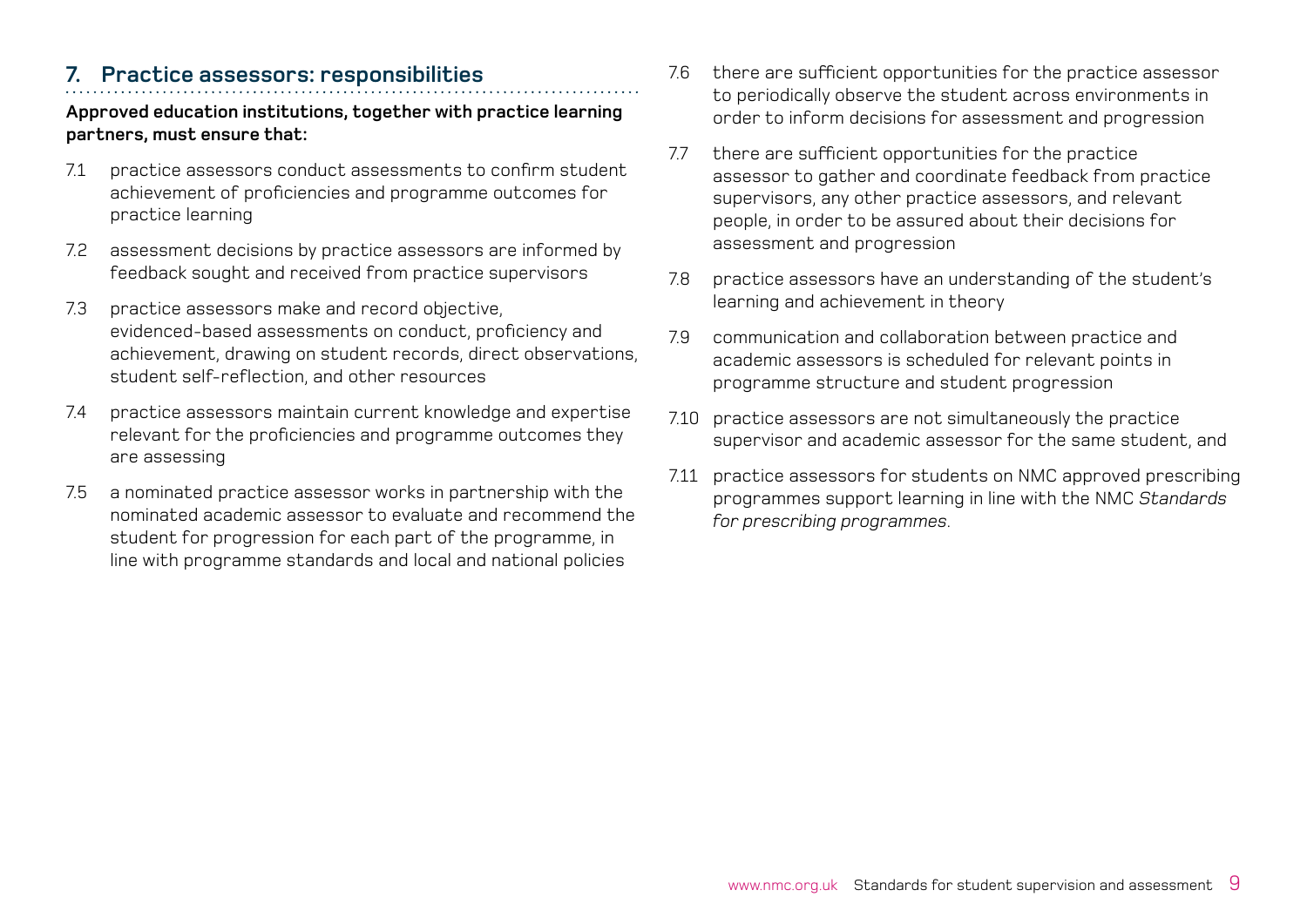## 7. Practice assessors: responsibilities

**Approved education institutions, together with practice learning partners, must ensure that:**

7.1 practice assessors conduct assessments to confirm student achievement of proficiencies and programme outcomes for practice learning

7.2 assessment decisions by practice assessors are informed by feedback sought and received from practice supervisors

7.3 practice assessors make and record objective, evidenced-based assessments on conduct, proficiency and achievement, drawing on student records, direct observations, student self-reflection, and other resources

7.4 practice assessors maintain current knowledge and expertise relevant for the proficiencies and programme outcomes they are assessing

7.5 a nominated practice assessor works in partnership with the nominated academic assessor to evaluate and recommend the student for progression for each part of the programme, in line with programme standards and local and national policies

7.6 there are sufficient opportunities for the practice assessor to periodically observe the student across environments in order to inform decisions for assessment and progression

7.7 there are sufficient opportunities for the practice assessor to gather and coordinate feedback from practice supervisors, any other practice assessors, and relevant people, in order to be assured about their decisions for assessment and progression

7.8 practice assessors have an understanding of the student's learning and achievement in theory

7.9 communication and collaboration between practice and academic assessors is scheduled for relevant points in programme structure and student progression

7.10 practice assessors are not simultaneously the practice supervisor and academic assessor for the same student, and

7.11 practice assessors for students on NMC approved prescribing programmes support learning in line with the NMC *Standards for prescribing programmes*.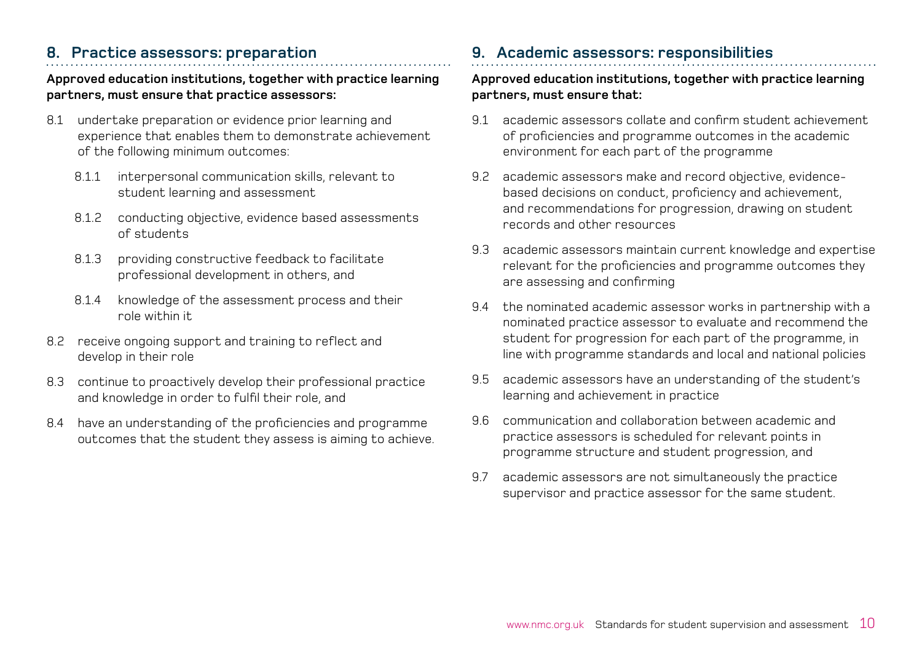## 8. Practice assessors: preparation

**Approved education institutions, together with practice learning partners, must ensure that practice assessors:**

8.1 undertake preparation or evidence prior learning and experience that enables them to demonstrate achievement of the following minimum outcomes:

  8.1.1 interpersonal communication skills, relevant to student learning and assessment

  8.1.2 conducting objective, evidence based assessments of students

  8.1.3 providing constructive feedback to facilitate professional development in others, and

  8.1.4 knowledge of the assessment process and their role within it

8.2 receive ongoing support and training to reflect and develop in their role

8.3 continue to proactively develop their professional practice and knowledge in order to fulfil their role, and

8.4 have an understanding of the proficiencies and programme outcomes that the student they assess is aiming to achieve.

## 9. Academic assessors: responsibilities

**Approved education institutions, together with practice learning partners, must ensure that:**

9.1 academic assessors collate and confirm student achievement of proficiencies and programme outcomes in the academic environment for each part of the programme

9.2 academic assessors make and record objective, evidence-based decisions on conduct, proficiency and achievement, and recommendations for progression, drawing on student records and other resources

9.3 academic assessors maintain current knowledge and expertise relevant for the proficiencies and programme outcomes they are assessing and confirming

9.4 the nominated academic assessor works in partnership with a nominated practice assessor to evaluate and recommend the student for progression for each part of the programme, in line with programme standards and local and national policies

9.5 academic assessors have an understanding of the student's learning and achievement in practice

9.6 communication and collaboration between academic and practice assessors is scheduled for relevant points in programme structure and student progression, and

9.7 academic assessors are not simultaneously the practice supervisor and practice assessor for the same student.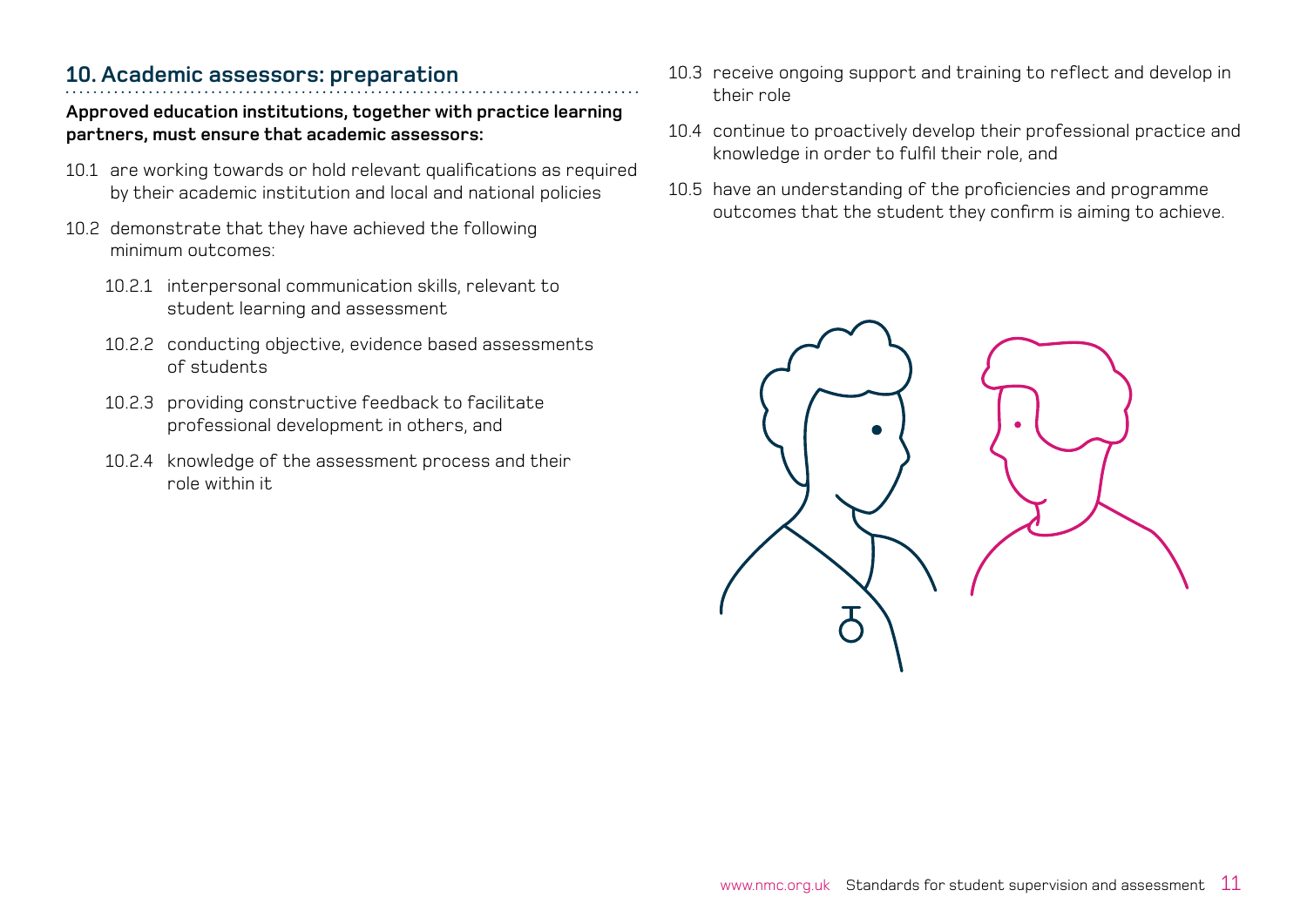## 10. Academic assessors: preparation

**Approved education institutions, together with practice learning partners, must ensure that academic assessors:**

10.1 are working towards or hold relevant qualifications as required by their academic institution and local and national policies

10.2 demonstrate that they have achieved the following minimum outcomes:

- 10.2.1 interpersonal communication skills, relevant to student learning and assessment
- 10.2.2 conducting objective, evidence based assessments of students
- 10.2.3 providing constructive feedback to facilitate professional development in others, and
- 10.2.4 knowledge of the assessment process and their role within it

10.3 receive ongoing support and training to reflect and develop in their role

10.4 continue to proactively develop their professional practice and knowledge in order to fulfil their role, and

10.5 have an understanding of the proficiencies and programme outcomes that the student they confirm is aiming to achieve.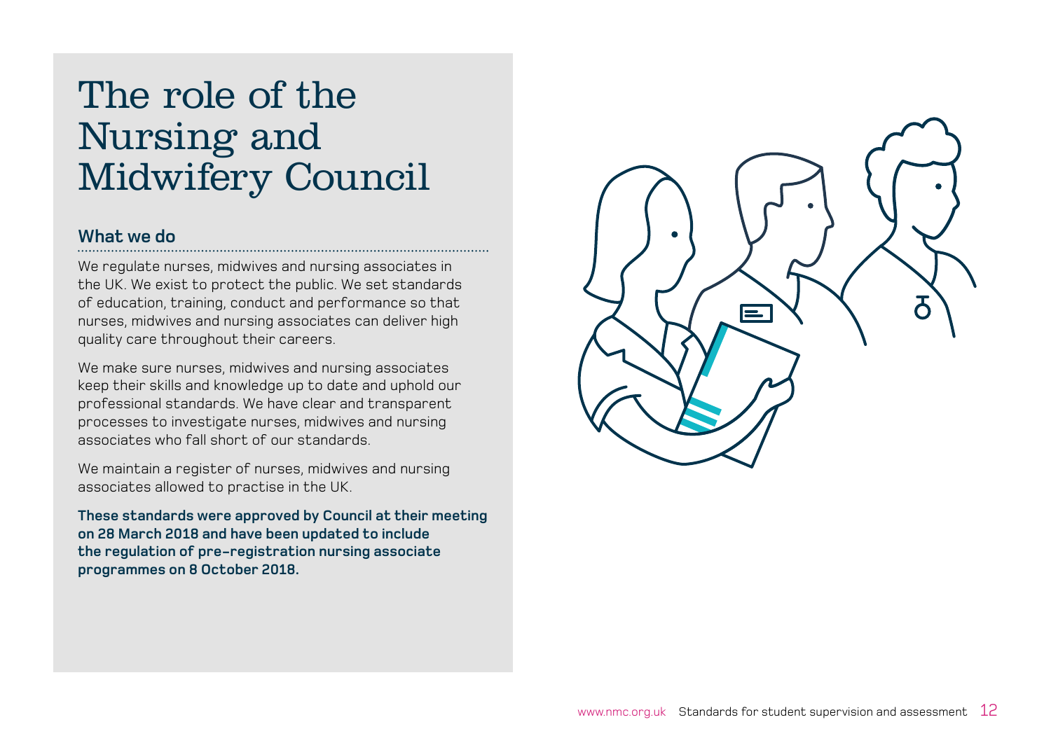# The role of the Nursing and Midwifery Council

## What we do

We regulate nurses, midwives and nursing associates in the UK. We exist to protect the public. We set standards of education, training, conduct and performance so that nurses, midwives and nursing associates can deliver high quality care throughout their careers.

We make sure nurses, midwives and nursing associates keep their skills and knowledge up to date and uphold our professional standards. We have clear and transparent processes to investigate nurses, midwives and nursing associates who fall short of our standards.

We maintain a register of nurses, midwives and nursing associates allowed to practise in the UK.

**These standards were approved by Council at their meeting on 28 March 2018 and have been updated to include the regulation of pre-registration nursing associate programmes on 8 October 2018.**